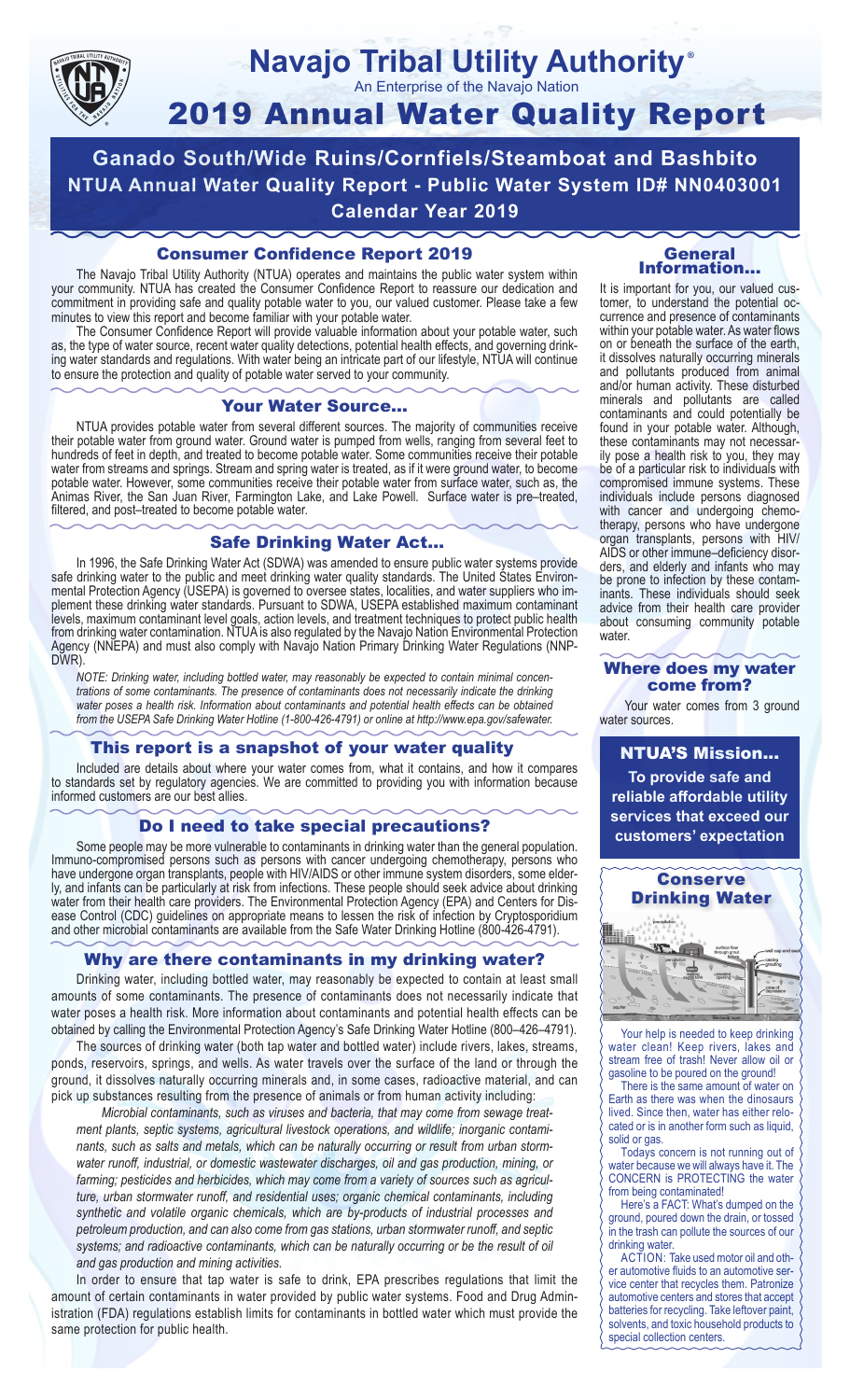# Navajo Tribal Utility Authority®

An Enterprise of the Navajo Nation

# 2019 Annual Water Quality Report

## Ganado South/Wide Ruins/Cornfiels/Steamboat and Bashbito
## NTUA Annual Water Quality Report - Public Water System ID# NN0403001
## Calendar Year 2019

### Consumer Confidence Report 2019

The Navajo Tribal Utility Authority (NTUA) operates and maintains the public water system within your community. NTUA has created the Consumer Confidence Report to reassure our dedication and commitment in providing safe and quality potable water to you, our valued customer. Please take a few minutes to view this report and become familiar with your potable water.

The Consumer Confidence Report will provide valuable information about your potable water, such as, the type of water source, recent water quality detections, potential health effects, and governing drinking water standards and regulations. With water being an intricate part of our lifestyle, NTUA will continue to ensure the protection and quality of potable water served to your community.

### Your Water Source…

NTUA provides potable water from several different sources. The majority of communities receive their potable water from ground water. Ground water is pumped from wells, ranging from several feet to hundreds of feet in depth, and treated to become potable water. Some communities receive their potable water from streams and springs. Stream and spring water is treated, as if it were ground water, to become potable water. However, some communities receive their potable water from surface water, such as, the Animas River, the San Juan River, Farmington Lake, and Lake Powell. Surface water is pre–treated, filtered, and post–treated to become potable water.

### Safe Drinking Water Act…

In 1996, the Safe Drinking Water Act (SDWA) was amended to ensure public water systems provide safe drinking water to the public and meet drinking water quality standards. The United States Environmental Protection Agency (USEPA) is governed to oversee states, localities, and water suppliers who implement these drinking water standards. Pursuant to SDWA, USEPA established maximum contaminant levels, maximum contaminant level goals, action levels, and treatment techniques to protect public health from drinking water contamination. NTUA is also regulated by the Navajo Nation Environmental Protection Agency (NNEPA) and must also comply with Navajo Nation Primary Drinking Water Regulations (NNPDWR).

*NOTE: Drinking water, including bottled water, may reasonably be expected to contain minimal concentrations of some contaminants. The presence of contaminants does not necessarily indicate the drinking water poses a health risk. Information about contaminants and potential health effects can be obtained from the USEPA Safe Drinking Water Hotline (1-800-426-4791) or online at http://www.epa.gov/safewater.*

### This report is a snapshot of your water quality

Included are details about where your water comes from, what it contains, and how it compares to standards set by regulatory agencies. We are committed to providing you with information because informed customers are our best allies.

### Do I need to take special precautions?

Some people may be more vulnerable to contaminants in drinking water than the general population. Immuno-compromised persons such as persons with cancer undergoing chemotherapy, persons who have undergone organ transplants, people with HIV/AIDS or other immune system disorders, some elderly, and infants can be particularly at risk from infections. These people should seek advice about drinking water from their health care providers. The Environmental Protection Agency (EPA) and Centers for Disease Control (CDC) guidelines on appropriate means to lessen the risk of infection by Cryptosporidium and other microbial contaminants are available from the Safe Water Drinking Hotline (800-426-4791).

### Why are there contaminants in my drinking water?

Drinking water, including bottled water, may reasonably be expected to contain at least small amounts of some contaminants. The presence of contaminants does not necessarily indicate that water poses a health risk. More information about contaminants and potential health effects can be obtained by calling the Environmental Protection Agency's Safe Drinking Water Hotline (800–426–4791).

The sources of drinking water (both tap water and bottled water) include rivers, lakes, streams, ponds, reservoirs, springs, and wells. As water travels over the surface of the land or through the ground, it dissolves naturally occurring minerals and, in some cases, radioactive material, and can pick up substances resulting from the presence of animals or from human activity including:

*Microbial contaminants, such as viruses and bacteria, that may come from sewage treatment plants, septic systems, agricultural livestock operations, and wildlife; inorganic contaminants, such as salts and metals, which can be naturally occurring or result from urban stormwater runoff, industrial, or domestic wastewater discharges, oil and gas production, mining, or farming; pesticides and herbicides, which may come from a variety of sources such as agriculture, urban stormwater runoff, and residential uses; organic chemical contaminants, including synthetic and volatile organic chemicals, which are by-products of industrial processes and petroleum production, and can also come from gas stations, urban stormwater runoff, and septic systems; and radioactive contaminants, which can be naturally occurring or be the result of oil and gas production and mining activities.*

In order to ensure that tap water is safe to drink, EPA prescribes regulations that limit the amount of certain contaminants in water provided by public water systems. Food and Drug Administration (FDA) regulations establish limits for contaminants in bottled water which must provide the same protection for public health.

### General Information…

It is important for you, our valued customer, to understand the potential occurrence and presence of contaminants within your potable water. As water flows on or beneath the surface of the earth, it dissolves naturally occurring minerals and pollutants produced from animal and/or human activity. These disturbed minerals and pollutants are called contaminants and could potentially be found in your potable water. Although, these contaminants may not necessarily pose a health risk to you, they may be of a particular risk to individuals with compromised immune systems. These individuals include persons diagnosed with cancer and undergoing chemotherapy, persons who have undergone organ transplants, persons with HIV/AIDS or other immune–deficiency disorders, and elderly and infants who may be prone to infection by these contaminants. These individuals should seek advice from their health care provider about consuming community potable water.

### Where does my water come from?

Your water comes from 3 ground water sources.

### NTUA'S Mission…

**To provide safe and reliable affordable utility services that exceed our customers' expectation**

### Conserve Drinking Water

Your help is needed to keep drinking water clean! Keep rivers, lakes and stream free of trash! Never allow oil or gasoline to be poured on the ground!

There is the same amount of water on Earth as there was when the dinosaurs lived. Since then, water has either relocated or is in another form such as liquid, solid or gas.

Todays concern is not running out of water because we will always have it. The CONCERN is PROTECTING the water from being contaminated!

Here's a FACT: What's dumped on the ground, poured down the drain, or tossed in the trash can pollute the sources of our drinking water.

ACTION: Take used motor oil and other automotive fluids to an automotive service center that recycles them. Patronize automotive centers and stores that accept batteries for recycling. Take leftover paint, solvents, and toxic household products to special collection centers.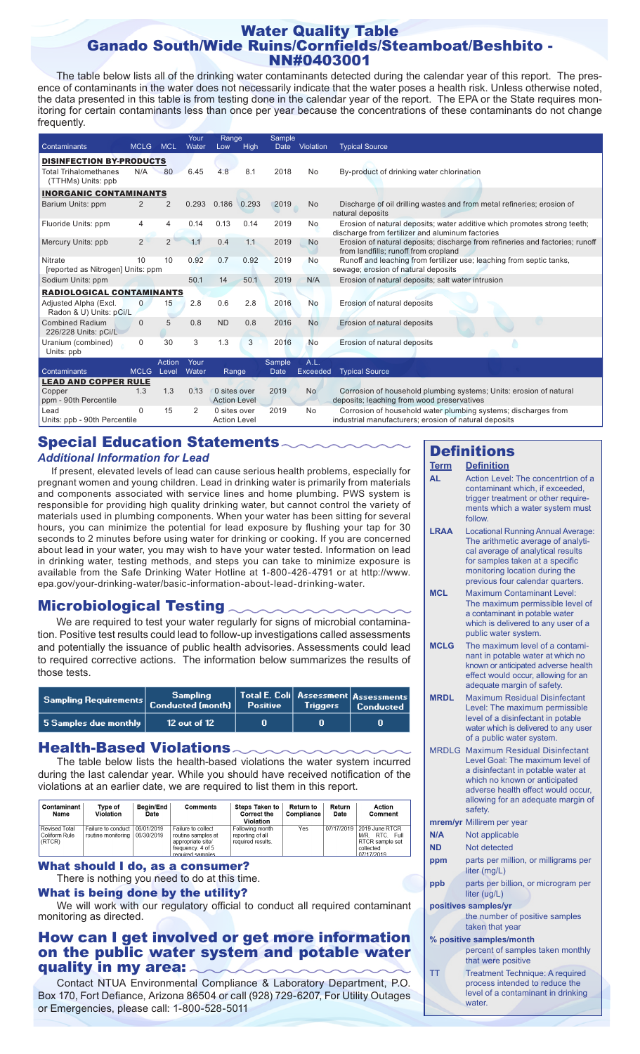# Water Quality Table
## Ganado South/Wide Ruins/Cornfields/Steamboat/Beshbito - NN#0403001

The table below lists all of the drinking water contaminants detected during the calendar year of this report. The presence of contaminants in the water does not necessarily indicate that the water poses a health risk. Unless otherwise noted, the data presented in this table is from testing done in the calendar year of the report. The EPA or the State requires monitoring for certain contaminants less than once per year because the concentrations of these contaminants do not change frequently.

| Contaminants | MCLG | MCL | Your Water | Range Low | Range High | Sample Date | Violation | Typical Source |
|---|---|---|---|---|---|---|---|---|
| **DISINFECTION BY-PRODUCTS** | | | | | | | | |
| Total Trihalomethanes (TTHMs) Units: ppb | N/A | 80 | 6.45 | 4.8 | 8.1 | 2018 | No | By-product of drinking water chlorination |
| **INORGANIC CONTAMINANTS** | | | | | | | | |
| Barium Units: ppm | 2 | 2 | 0.293 | 0.186 | 0.293 | 2019 | No | Discharge of oil drilling wastes and from metal refineries; erosion of natural deposits |
| Fluoride Units: ppm | 4 | 4 | 0.14 | 0.13 | 0.14 | 2019 | No | Erosion of natural deposits; water additive which promotes strong teeth; discharge from fertilizer and aluminum factories |
| Mercury Units: ppb | 2 | 2 | 1.1 | 0.4 | 1.1 | 2019 | No | Erosion of natural deposits; discharge from refineries and factories; runoff from landfills; runoff from cropland |
| Nitrate [reported as Nitrogen] Units: ppm | 10 | 10 | 0.92 | 0.7 | 0.92 | 2019 | No | Runoff and leaching from fertilizer use; leaching from septic tanks, sewage; erosion of natural deposits |
| Sodium Units: ppm | | | 50.1 | 14 | 50.1 | 2019 | N/A | Erosion of natural deposits; salt water intrusion |
| **RADIOLOGICAL CONTAMINANTS** | | | | | | | | |
| Adjusted Alpha (Excl. Radon & U) Units: pCi/L | 0 | 15 | 2.8 | 0.6 | 2.8 | 2016 | No | Erosion of natural deposits |
| Combined Radium 226/228 Units: pCi/L | 0 | 5 | 0.8 | ND | 0.8 | 2016 | No | Erosion of natural deposits |
| Uranium (combined) Units: ppb | 0 | 30 | 3 | 1.3 | 3 | 2016 | No | Erosion of natural deposits |

| Contaminants | MCLG | Action Level | Your Water | Range | Sample Date | A.L. Exceeded | Typical Source |
|---|---|---|---|---|---|---|---|
| **LEAD AND COPPER RULE** | | | | | | | |
| Copper ppm - 90th Percentile | 1.3 | 1.3 | 0.13 | 0 sites over Action Level | 2019 | No | Corrosion of household plumbing systems; Units: erosion of natural deposits; leaching from wood preservatives |
| Lead Units: ppb - 90th Percentile | 0 | 15 | 2 | 0 sites over Action Level | 2019 | No | Corrosion of household water plumbing systems; discharges from industrial manufacturers; erosion of natural deposits |

## Special Education Statements

### *Additional Information for Lead*

If present, elevated levels of lead can cause serious health problems, especially for pregnant women and young children. Lead in drinking water is primarily from materials and components associated with service lines and home plumbing. PWS system is responsible for providing high quality drinking water, but cannot control the variety of materials used in plumbing components. When your water has been sitting for several hours, you can minimize the potential for lead exposure by flushing your tap for 30 seconds to 2 minutes before using water for drinking or cooking. If you are concerned about lead in your water, you may wish to have your water tested. Information on lead in drinking water, testing methods, and steps you can take to minimize exposure is available from the Safe Drinking Water Hotline at 1-800-426-4791 or at http://www.epa.gov/your-drinking-water/basic-information-about-lead-drinking-water.

## Microbiological Testing

We are required to test your water regularly for signs of microbial contamination. Positive test results could lead to follow-up investigations called assessments and potentially the issuance of public health advisories. Assessments could lead to required corrective actions. The information below summarizes the results of those tests.

| Sampling Requirements | Sampling Conducted (month) | Total E. Coli Positive | Assessment Triggers | Assessments Conducted |
|---|---|---|---|---|
| 5 Samples due monthly | 12 out of 12 | 0 | 0 | 0 |

## Health-Based Violations

The table below lists the health-based violations the water system incurred during the last calendar year. While you should have received notification of the violations at an earlier date, we are required to list them in this report.

| Contaminant Name | Type of Violation | Begin/End Date | Comments | Steps Taken to Correct the Violation | Return to Compliance | Return Date | Action Comment |
|---|---|---|---|---|---|---|---|
| Revised Total Coliform Rule (RTCR) | Failure to conduct routine monitoring | 06/01/2019 06/30/2019 | Failure to collect routine samples at appropriate site/ frequency. 4 of 5 required samples. | Following month reporting of all required results. | Yes | 07/17/2019 | 2019 June RTCR M/R RTC. Full RTCR sample set collected 07/17/2019 |

### What should I do, as a consumer?

There is nothing you need to do at this time.

### What is being done by the utility?

We will work with our regulatory official to conduct all required contaminant monitoring as directed.

## How can I get involved or get more information on the public water system and potable water quality in my area:

Contact NTUA Environmental Compliance & Laboratory Department, P.O. Box 170, Fort Defiance, Arizona 86504 or call (928) 729-6207, For Utility Outages or Emergencies, please call: 1-800-528-5011

## Definitions

| Term | Definition |
|---|---|
| **AL** | Action Level: The concentrtion of a contaminant which, if exceeded, trigger treatment or other requirements which a water system must follow. |
| **LRAA** | Locational Running Annual Average: The arithmetic average of analytical average of analytical results for samples taken at a specific monitoring location during the previous four calendar quarters. |
| **MCL** | Maximum Contaminant Level: The maximum permissible level of a contaminant in potable water which is delivered to any user of a public water system. |
| **MCLG** | The maximum level of a contaminant in potable water at which no known or anticipated adverse health effect would occur, allowing for an adequate margin of safety. |
| **MRDL** | Maximum Residual Disinfectant Level: The maximum permissible level of a disinfectant in potable water which is delivered to any user of a public water system. |
| **MRDLG** | Maximum Residual Disinfectant Level Goal: The maximum level of a disinfectant in potable water at which no known or anticipated adverse health effect would occur, allowing for an adequate margin of safety. |
| **mrem/yr** | Millirem per year |
| **N/A** | Not applicable |
| **ND** | Not detected |
| **ppm** | parts per million, or milligrams per liter (mg/L) |
| **ppb** | parts per billion, or microgram per liter (ug/L) |
| **positives samples/yr** | the number of positive samples taken that year |
| **% positive samples/month** | percent of samples taken monthly that were positive |
| **TT** | Treatment Technique: A required process intended to reduce the level of a contaminant in drinking water. |